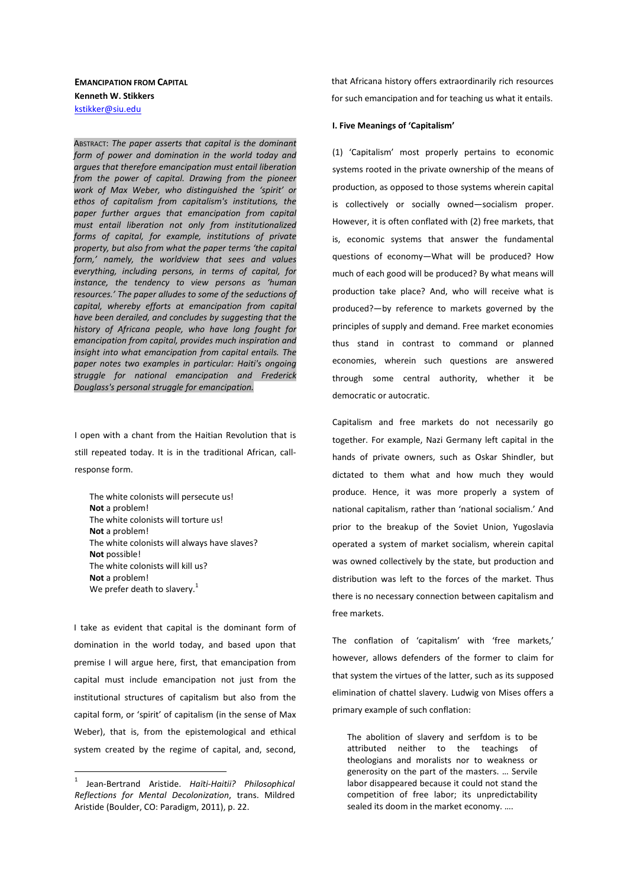**EMANCIPATION FROM CAPITAL**
**Kenneth W. Stikkers**
kstikker@siu.edu

ABSTRACT: *The paper asserts that capital is the dominant form of power and domination in the world today and argues that therefore emancipation must entail liberation from the power of capital. Drawing from the pioneer work of Max Weber, who distinguished the 'spirit' or ethos of capitalism from capitalism's institutions, the paper further argues that emancipation from capital must entail liberation not only from institutionalized forms of capital, for example, institutions of private property, but also from what the paper terms 'the capital form,' namely, the worldview that sees and values everything, including persons, in terms of capital, for instance, the tendency to view persons as 'human resources.' The paper alludes to some of the seductions of capital, whereby efforts at emancipation from capital have been derailed, and concludes by suggesting that the history of Africana people, who have long fought for emancipation from capital, provides much inspiration and insight into what emancipation from capital entails. The paper notes two examples in particular: Haiti's ongoing struggle for national emancipation and Frederick Douglass's personal struggle for emancipation.*

I open with a chant from the Haitian Revolution that is still repeated today. It is in the traditional African, call-response form.

> The white colonists will persecute us!
> **Not** a problem!
> The white colonists will torture us!
> **Not** a problem!
> The white colonists will always have slaves?
> **Not** possible!
> The white colonists will kill us?
> **Not** a problem!
> We prefer death to slavery.[1]

I take as evident that capital is the dominant form of domination in the world today, and based upon that premise I will argue here, first, that emancipation from capital must include emancipation not just from the institutional structures of capitalism but also from the capital form, or 'spirit' of capitalism (in the sense of Max Weber), that is, from the epistemological and ethical system created by the regime of capital, and, second, that Africana history offers extraordinarily rich resources for such emancipation and for teaching us what it entails.

#### I. Five Meanings of 'Capitalism'

(1) 'Capitalism' most properly pertains to economic systems rooted in the private ownership of the means of production, as opposed to those systems wherein capital is collectively or socially owned—socialism proper. However, it is often conflated with (2) free markets, that is, economic systems that answer the fundamental questions of economy—What will be produced? How much of each good will be produced? By what means will production take place? And, who will receive what is produced?—by reference to markets governed by the principles of supply and demand. Free market economies thus stand in contrast to command or planned economies, wherein such questions are answered through some central authority, whether it be democratic or autocratic.

Capitalism and free markets do not necessarily go together. For example, Nazi Germany left capital in the hands of private owners, such as Oskar Shindler, but dictated to them what and how much they would produce. Hence, it was more properly a system of national capitalism, rather than 'national socialism.' And prior to the breakup of the Soviet Union, Yugoslavia operated a system of market socialism, wherein capital was owned collectively by the state, but production and distribution was left to the forces of the market. Thus there is no necessary connection between capitalism and free markets.

The conflation of 'capitalism' with 'free markets,' however, allows defenders of the former to claim for that system the virtues of the latter, such as its supposed elimination of chattel slavery. Ludwig von Mises offers a primary example of such conflation:

> The abolition of slavery and serfdom is to be attributed neither to the teachings of theologians and moralists nor to weakness or generosity on the part of the masters. … Servile labor disappeared because it could not stand the competition of free labor; its unpredictability sealed its doom in the market economy. ….

[1] Jean-Bertrand Aristide. *Haïti-Haitii? Philosophical Reflections for Mental Decolonization*, trans. Mildred Aristide (Boulder, CO: Paradigm, 2011), p. 22.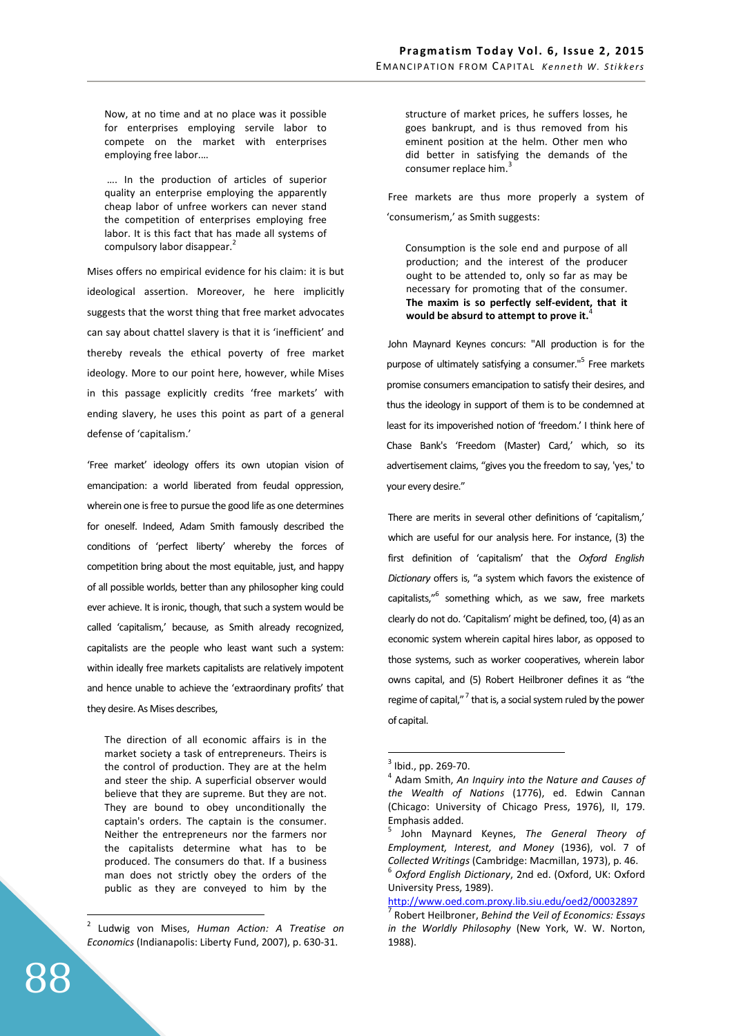> Now, at no time and at no place was it possible for enterprises employing servile labor to compete on the market with enterprises employing free labor....
>
> .... In the production of articles of superior quality an enterprise employing the apparently cheap labor of unfree workers can never stand the competition of enterprises employing free labor. It is this fact that has made all systems of compulsory labor disappear.[2]

Mises offers no empirical evidence for his claim: it is but ideological assertion. Moreover, he here implicitly suggests that the worst thing that free market advocates can say about chattel slavery is that it is 'inefficient' and thereby reveals the ethical poverty of free market ideology. More to our point here, however, while Mises in this passage explicitly credits 'free markets' with ending slavery, he uses this point as part of a general defense of 'capitalism.'

'Free market' ideology offers its own utopian vision of emancipation: a world liberated from feudal oppression, wherein one is free to pursue the good life as one determines for oneself. Indeed, Adam Smith famously described the conditions of 'perfect liberty' whereby the forces of competition bring about the most equitable, just, and happy of all possible worlds, better than any philosopher king could ever achieve. It is ironic, though, that such a system would be called 'capitalism,' because, as Smith already recognized, capitalists are the people who least want such a system: within ideally free markets capitalists are relatively impotent and hence unable to achieve the 'extraordinary profits' that they desire. As Mises describes,

> The direction of all economic affairs is in the market society a task of entrepreneurs. Theirs is the control of production. They are at the helm and steer the ship. A superficial observer would believe that they are supreme. But they are not. They are bound to obey unconditionally the captain's orders. The captain is the consumer. Neither the entrepreneurs nor the farmers nor the capitalists determine what has to be produced. The consumers do that. If a business man does not strictly obey the orders of the public as they are conveyed to him by the structure of market prices, he suffers losses, he goes bankrupt, and is thus removed from his eminent position at the helm. Other men who did better in satisfying the demands of the consumer replace him.[3]

Free markets are thus more properly a system of 'consumerism,' as Smith suggests:

> Consumption is the sole end and purpose of all production; and the interest of the producer ought to be attended to, only so far as may be necessary for promoting that of the consumer. **The maxim is so perfectly self-evident, that it would be absurd to attempt to prove it.**[4]

John Maynard Keynes concurs: "All production is for the purpose of ultimately satisfying a consumer."[5] Free markets promise consumers emancipation to satisfy their desires, and thus the ideology in support of them is to be condemned at least for its impoverished notion of 'freedom.' I think here of Chase Bank's 'Freedom (Master) Card,' which, so its advertisement claims, "gives you the freedom to say, 'yes,' to your every desire."

There are merits in several other definitions of 'capitalism,' which are useful for our analysis here. For instance, (3) the first definition of 'capitalism' that the *Oxford English Dictionary* offers is, "a system which favors the existence of capitalists,"[6] something which, as we saw, free markets clearly do not do. 'Capitalism' might be defined, too, (4) as an economic system wherein capital hires labor, as opposed to those systems, such as worker cooperatives, wherein labor owns capital, and (5) Robert Heilbroner defines it as "the regime of capital,"[7] that is, a social system ruled by the power of capital.

---

[2] Ludwig von Mises, *Human Action: A Treatise on Economics* (Indianapolis: Liberty Fund, 2007), p. 630-31.

[3] Ibid., pp. 269-70.

[4] Adam Smith, *An Inquiry into the Nature and Causes of the Wealth of Nations* (1776), ed. Edwin Cannan (Chicago: University of Chicago Press, 1976), II, 179. Emphasis added.

[5] John Maynard Keynes, *The General Theory of Employment, Interest, and Money* (1936), vol. 7 of *Collected Writings* (Cambridge: Macmillan, 1973), p. 46.

[6] *Oxford English Dictionary*, 2nd ed. (Oxford, UK: Oxford University Press, 1989). http://www.oed.com.proxy.lib.siu.edu/oed2/00032897

[7] Robert Heilbroner, *Behind the Veil of Economics: Essays in the Worldly Philosophy* (New York, W. W. Norton, 1988).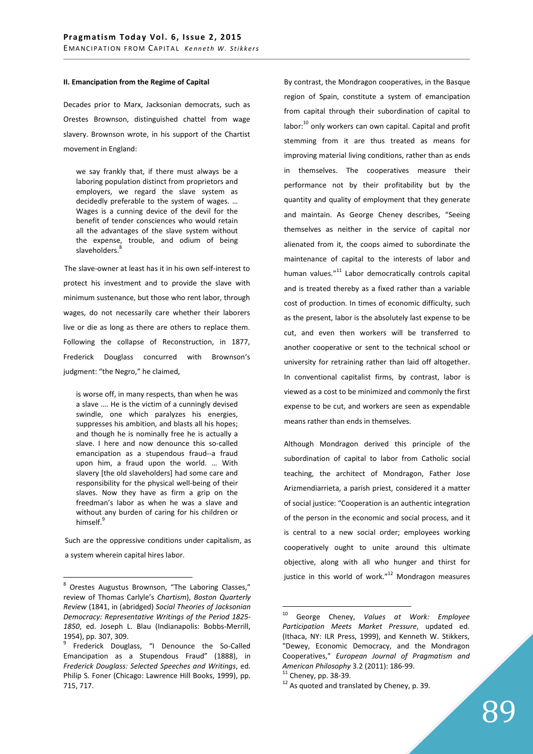### II. Emancipation from the Regime of Capital

Decades prior to Marx, Jacksonian democrats, such as Orestes Brownson, distinguished chattel from wage slavery. Brownson wrote, in his support of the Chartist movement in England:

> we say frankly that, if there must always be a laboring population distinct from proprietors and employers, we regard the slave system as decidedly preferable to the system of wages. … Wages is a cunning device of the devil for the benefit of tender consciences who would retain all the advantages of the slave system without the expense, trouble, and odium of being slaveholders.[8]

The slave-owner at least has it in his own self-interest to protect his investment and to provide the slave with minimum sustenance, but those who rent labor, through wages, do not necessarily care whether their laborers live or die as long as there are others to replace them. Following the collapse of Reconstruction, in 1877, Frederick Douglass concurred with Brownson's judgment: "the Negro," he claimed,

> is worse off, in many respects, than when he was a slave …. He is the victim of a cunningly devised swindle, one which paralyzes his energies, suppresses his ambition, and blasts all his hopes; and though he is nominally free he is actually a slave. I here and now denounce this so-called emancipation as a stupendous fraud--a fraud upon him, a fraud upon the world. … With slavery [the old slaveholders] had some care and responsibility for the physical well-being of their slaves. Now they have as firm a grip on the freedman's labor as when he was a slave and without any burden of caring for his children or himself.[9]

Such are the oppressive conditions under capitalism, as a system wherein capital hires labor.

By contrast, the Mondragon cooperatives, in the Basque region of Spain, constitute a system of emancipation from capital through their subordination of capital to labor:[10] only workers can own capital. Capital and profit stemming from it are thus treated as means for improving material living conditions, rather than as ends in themselves. The cooperatives measure their performance not by their profitability but by the quantity and quality of employment that they generate and maintain. As George Cheney describes, "Seeing themselves as neither in the service of capital nor alienated from it, the coops aimed to subordinate the maintenance of capital to the interests of labor and human values."[11] Labor democratically controls capital and is treated thereby as a fixed rather than a variable cost of production. In times of economic difficulty, such as the present, labor is the absolutely last expense to be cut, and even then workers will be transferred to another cooperative or sent to the technical school or university for retraining rather than laid off altogether. In conventional capitalist firms, by contrast, labor is viewed as a cost to be minimized and commonly the first expense to be cut, and workers are seen as expendable means rather than ends in themselves.

Although Mondragon derived this principle of the subordination of capital to labor from Catholic social teaching, the architect of Mondragon, Father Jose Arizmendiarrieta, a parish priest, considered it a matter of social justice: "Cooperation is an authentic integration of the person in the economic and social process, and it is central to a new social order; employees working cooperatively ought to unite around this ultimate objective, along with all who hunger and thirst for justice in this world of work."[12] Mondragon measures

---

[8] Orestes Augustus Brownson, "The Laboring Classes," review of Thomas Carlyle's *Chartism*), *Boston Quarterly Review* (1841, in (abridged) *Social Theories of Jacksonian Democracy: Representative Writings of the Period 1825-1850*, ed. Joseph L. Blau (Indianapolis: Bobbs-Merrill, 1954), pp. 307, 309.

[9] Frederick Douglass, "I Denounce the So-Called Emancipation as a Stupendous Fraud" (1888), in *Frederick Douglass: Selected Speeches and Writings*, ed. Philip S. Foner (Chicago: Lawrence Hill Books, 1999), pp. 715, 717.

[10] George Cheney, *Values at Work: Employee Participation Meets Market Pressure*, updated ed. (Ithaca, NY: ILR Press, 1999), and Kenneth W. Stikkers, "Dewey, Economic Democracy, and the Mondragon Cooperatives," *European Journal of Pragmatism and American Philosophy* 3.2 (2011): 186-99.

[11] Cheney, pp. 38-39.

[12] As quoted and translated by Cheney, p. 39.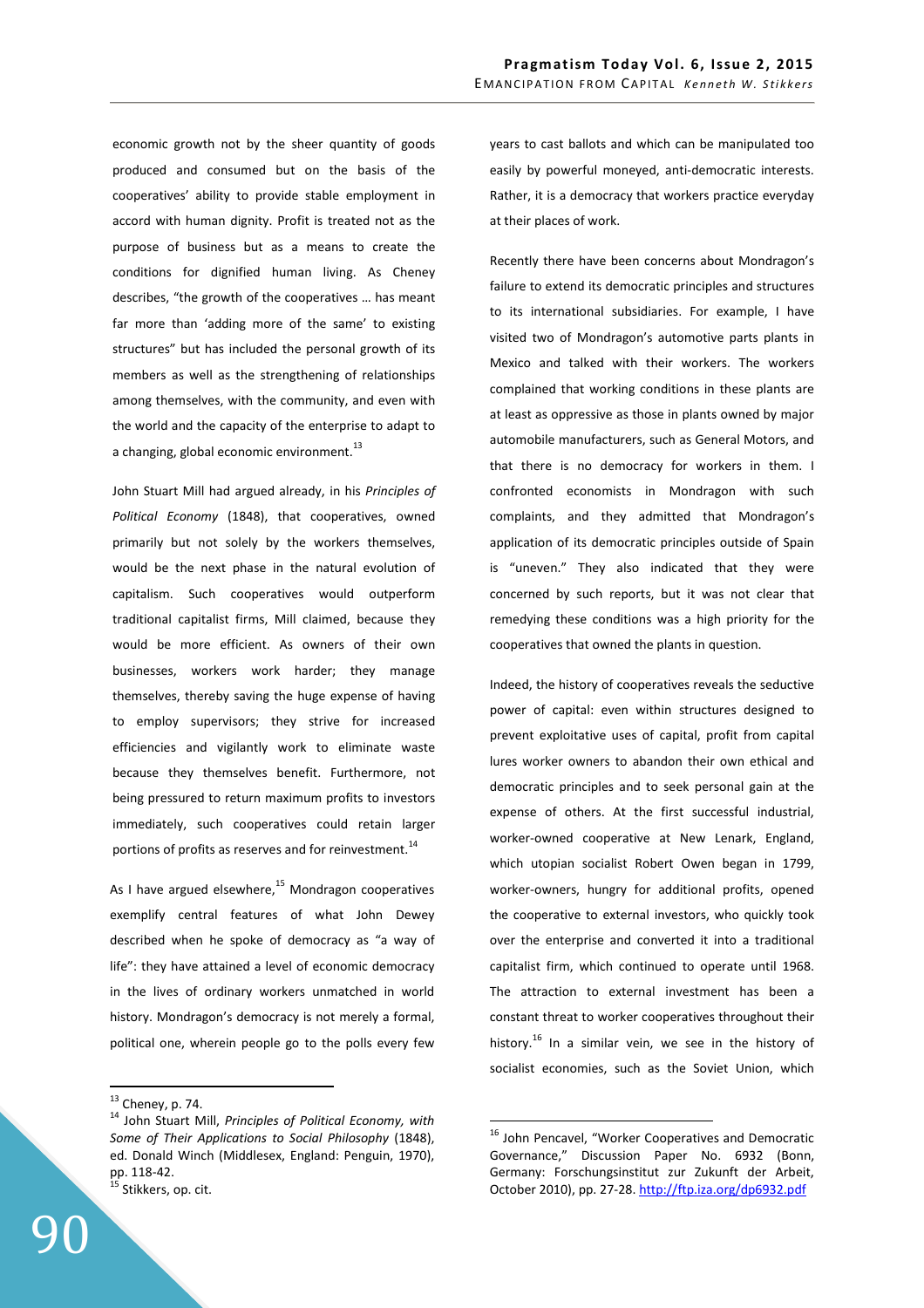economic growth not by the sheer quantity of goods produced and consumed but on the basis of the cooperatives' ability to provide stable employment in accord with human dignity. Profit is treated not as the purpose of business but as a means to create the conditions for dignified human living. As Cheney describes, "the growth of the cooperatives … has meant far more than 'adding more of the same' to existing structures" but has included the personal growth of its members as well as the strengthening of relationships among themselves, with the community, and even with the world and the capacity of the enterprise to adapt to a changing, global economic environment.[13]

John Stuart Mill had argued already, in his *Principles of Political Economy* (1848), that cooperatives, owned primarily but not solely by the workers themselves, would be the next phase in the natural evolution of capitalism. Such cooperatives would outperform traditional capitalist firms, Mill claimed, because they would be more efficient. As owners of their own businesses, workers work harder; they manage themselves, thereby saving the huge expense of having to employ supervisors; they strive for increased efficiencies and vigilantly work to eliminate waste because they themselves benefit. Furthermore, not being pressured to return maximum profits to investors immediately, such cooperatives could retain larger portions of profits as reserves and for reinvestment.[14]

As I have argued elsewhere,[15] Mondragon cooperatives exemplify central features of what John Dewey described when he spoke of democracy as "a way of life": they have attained a level of economic democracy in the lives of ordinary workers unmatched in world history. Mondragon's democracy is not merely a formal, political one, wherein people go to the polls every few years to cast ballots and which can be manipulated too easily by powerful moneyed, anti-democratic interests. Rather, it is a democracy that workers practice everyday at their places of work.

Recently there have been concerns about Mondragon's failure to extend its democratic principles and structures to its international subsidiaries. For example, I have visited two of Mondragon's automotive parts plants in Mexico and talked with their workers. The workers complained that working conditions in these plants are at least as oppressive as those in plants owned by major automobile manufacturers, such as General Motors, and that there is no democracy for workers in them. I confronted economists in Mondragon with such complaints, and they admitted that Mondragon's application of its democratic principles outside of Spain is "uneven." They also indicated that they were concerned by such reports, but it was not clear that remedying these conditions was a high priority for the cooperatives that owned the plants in question.

Indeed, the history of cooperatives reveals the seductive power of capital: even within structures designed to prevent exploitative uses of capital, profit from capital lures worker owners to abandon their own ethical and democratic principles and to seek personal gain at the expense of others. At the first successful industrial, worker-owned cooperative at New Lenark, England, which utopian socialist Robert Owen began in 1799, worker-owners, hungry for additional profits, opened the cooperative to external investors, who quickly took over the enterprise and converted it into a traditional capitalist firm, which continued to operate until 1968. The attraction to external investment has been a constant threat to worker cooperatives throughout their history.[16] In a similar vein, we see in the history of socialist economies, such as the Soviet Union, which

---

[13] Cheney, p. 74.

[14] John Stuart Mill, *Principles of Political Economy, with Some of Their Applications to Social Philosophy* (1848), ed. Donald Winch (Middlesex, England: Penguin, 1970), pp. 118-42.

[15] Stikkers, op. cit.

[16] John Pencavel, "Worker Cooperatives and Democratic Governance," Discussion Paper No. 6932 (Bonn, Germany: Forschungsinstitut zur Zukunft der Arbeit, October 2010), pp. 27-28. http://ftp.iza.org/dp6932.pdf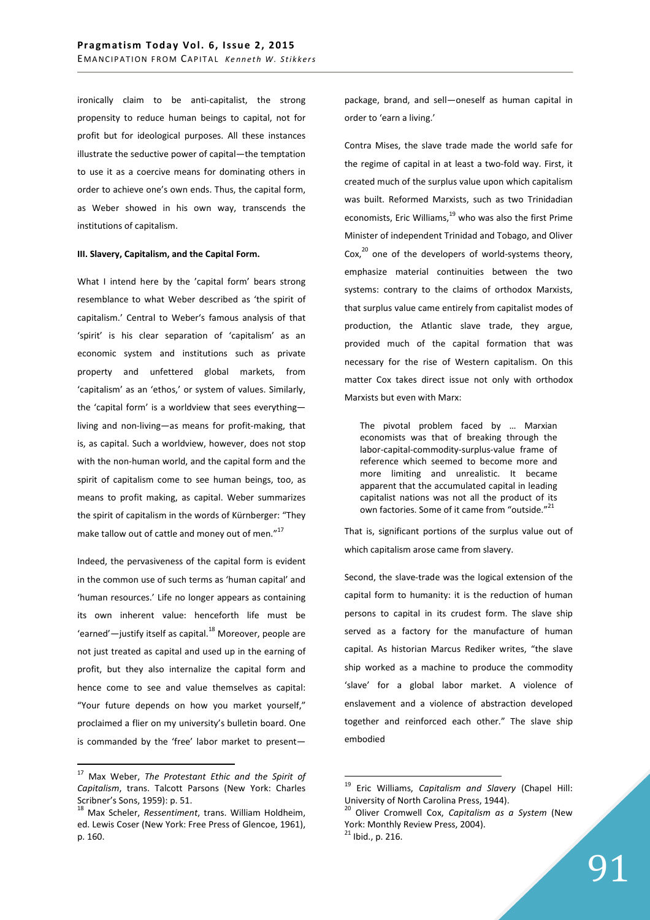ironically claim to be anti-capitalist, the strong propensity to reduce human beings to capital, not for profit but for ideological purposes. All these instances illustrate the seductive power of capital—the temptation to use it as a coercive means for dominating others in order to achieve one's own ends. Thus, the capital form, as Weber showed in his own way, transcends the institutions of capitalism.

**III. Slavery, Capitalism, and the Capital Form.**

What I intend here by the 'capital form' bears strong resemblance to what Weber described as 'the spirit of capitalism.' Central to Weber's famous analysis of that 'spirit' is his clear separation of 'capitalism' as an economic system and institutions such as private property and unfettered global markets, from 'capitalism' as an 'ethos,' or system of values. Similarly, the 'capital form' is a worldview that sees everything—living and non-living—as means for profit-making, that is, as capital. Such a worldview, however, does not stop with the non-human world, and the capital form and the spirit of capitalism come to see human beings, too, as means to profit making, as capital. Weber summarizes the spirit of capitalism in the words of Kürnberger: "They make tallow out of cattle and money out of men."[17]

Indeed, the pervasiveness of the capital form is evident in the common use of such terms as 'human capital' and 'human resources.' Life no longer appears as containing its own inherent value: henceforth life must be 'earned'—justify itself as capital.[18] Moreover, people are not just treated as capital and used up in the earning of profit, but they also internalize the capital form and hence come to see and value themselves as capital: "Your future depends on how you market yourself," proclaimed a flier on my university's bulletin board. One is commanded by the 'free' labor market to present—package, brand, and sell—oneself as human capital in order to 'earn a living.'

Contra Mises, the slave trade made the world safe for the regime of capital in at least a two-fold way. First, it created much of the surplus value upon which capitalism was built. Reformed Marxists, such as two Trinidadian economists, Eric Williams,[19] who was also the first Prime Minister of independent Trinidad and Tobago, and Oliver Cox,[20] one of the developers of world-systems theory, emphasize material continuities between the two systems: contrary to the claims of orthodox Marxists, that surplus value came entirely from capitalist modes of production, the Atlantic slave trade, they argue, provided much of the capital formation that was necessary for the rise of Western capitalism. On this matter Cox takes direct issue not only with orthodox Marxists but even with Marx:

> The pivotal problem faced by … Marxian economists was that of breaking through the labor-capital-commodity-surplus-value frame of reference which seemed to become more and more limiting and unrealistic. It became apparent that the accumulated capital in leading capitalist nations was not all the product of its own factories. Some of it came from "outside."[21]

That is, significant portions of the surplus value out of which capitalism arose came from slavery.

Second, the slave-trade was the logical extension of the capital form to humanity: it is the reduction of human persons to capital in its crudest form. The slave ship served as a factory for the manufacture of human capital. As historian Marcus Rediker writes, "the slave ship worked as a machine to produce the commodity 'slave' for a global labor market. A violence of enslavement and a violence of abstraction developed together and reinforced each other." The slave ship embodied

---

[17] Max Weber, *The Protestant Ethic and the Spirit of Capitalism*, trans. Talcott Parsons (New York: Charles Scribner's Sons, 1959): p. 51.

[18] Max Scheler, *Ressentiment*, trans. William Holdheim, ed. Lewis Coser (New York: Free Press of Glencoe, 1961), p. 160.

[19] Eric Williams, *Capitalism and Slavery* (Chapel Hill: University of North Carolina Press, 1944).

[20] Oliver Cromwell Cox, *Capitalism as a System* (New York: Monthly Review Press, 2004).

[21] Ibid., p. 216.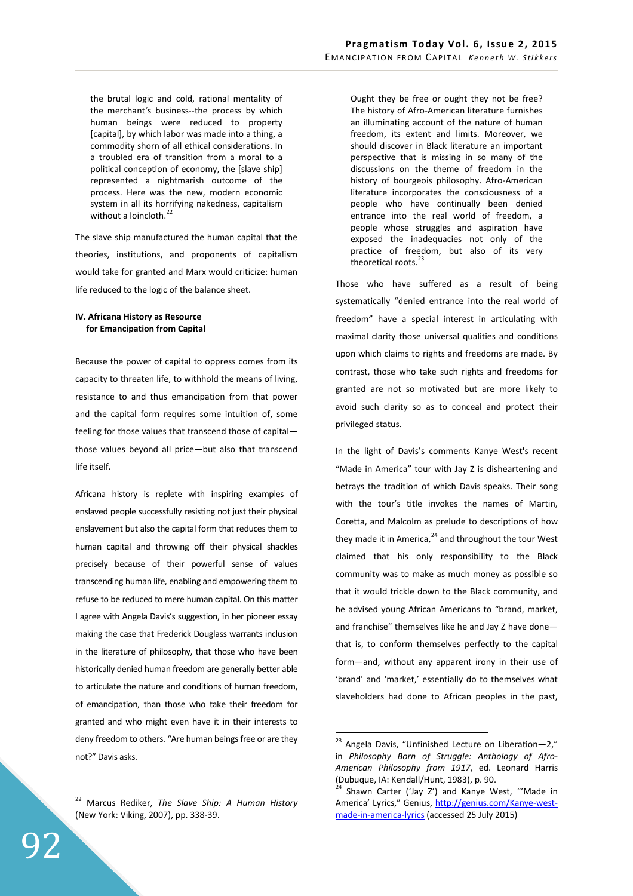> the brutal logic and cold, rational mentality of the merchant's business--the process by which human beings were reduced to property [capital], by which labor was made into a thing, a commodity shorn of all ethical considerations. In a troubled era of transition from a moral to a political conception of economy, the [slave ship] represented a nightmarish outcome of the process. Here was the new, modern economic system in all its horrifying nakedness, capitalism without a loincloth.[22]

The slave ship manufactured the human capital that the theories, institutions, and proponents of capitalism would take for granted and Marx would criticize: human life reduced to the logic of the balance sheet.

## IV. Africana History as Resource for Emancipation from Capital

Because the power of capital to oppress comes from its capacity to threaten life, to withhold the means of living, resistance to and thus emancipation from that power and the capital form requires some intuition of, some feeling for those values that transcend those of capital—those values beyond all price—but also that transcend life itself.

Africana history is replete with inspiring examples of enslaved people successfully resisting not just their physical enslavement but also the capital form that reduces them to human capital and throwing off their physical shackles precisely because of their powerful sense of values transcending human life, enabling and empowering them to refuse to be reduced to mere human capital. On this matter I agree with Angela Davis's suggestion, in her pioneer essay making the case that Frederick Douglass warrants inclusion in the literature of philosophy, that those who have been historically denied human freedom are generally better able to articulate the nature and conditions of human freedom, of emancipation, than those who take their freedom for granted and who might even have it in their interests to deny freedom to others. "Are human beings free or are they not?" Davis asks.

> Ought they be free or ought they not be free? The history of Afro-American literature furnishes an illuminating account of the nature of human freedom, its extent and limits. Moreover, we should discover in Black literature an important perspective that is missing in so many of the discussions on the theme of freedom in the history of bourgeois philosophy. Afro-American literature incorporates the consciousness of a people who have continually been denied entrance into the real world of freedom, a people whose struggles and aspiration have exposed the inadequacies not only of the practice of freedom, but also of its very theoretical roots.[23]

Those who have suffered as a result of being systematically "denied entrance into the real world of freedom" have a special interest in articulating with maximal clarity those universal qualities and conditions upon which claims to rights and freedoms are made. By contrast, those who take such rights and freedoms for granted are not so motivated but are more likely to avoid such clarity so as to conceal and protect their privileged status.

In the light of Davis's comments Kanye West's recent "Made in America" tour with Jay Z is disheartening and betrays the tradition of which Davis speaks. Their song with the tour's title invokes the names of Martin, Coretta, and Malcolm as prelude to descriptions of how they made it in America,[24] and throughout the tour West claimed that his only responsibility to the Black community was to make as much money as possible so that it would trickle down to the Black community, and he advised young African Americans to "brand, market, and franchise" themselves like he and Jay Z have done—that is, to conform themselves perfectly to the capital form—and, without any apparent irony in their use of 'brand' and 'market,' essentially do to themselves what slaveholders had done to African peoples in the past,

---

[22] Marcus Rediker, *The Slave Ship: A Human History* (New York: Viking, 2007), pp. 338-39.

[23] Angela Davis, "Unfinished Lecture on Liberation—2," in *Philosophy Born of Struggle: Anthology of Afro-American Philosophy from 1917*, ed. Leonard Harris (Dubuque, IA: Kendall/Hunt, 1983), p. 90.

[24] Shawn Carter ('Jay Z') and Kanye West, "'Made in America' Lyrics," Genius, http://genius.com/Kanye-west-made-in-america-lyrics (accessed 25 July 2015)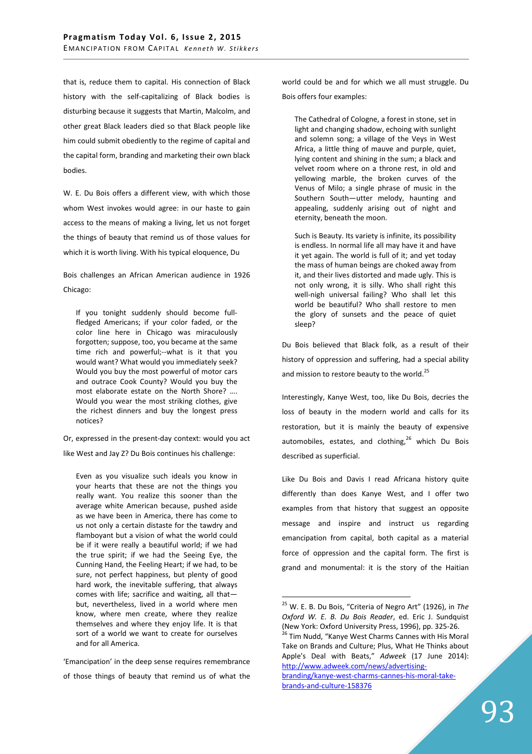that is, reduce them to capital. His connection of Black history with the self-capitalizing of Black bodies is disturbing because it suggests that Martin, Malcolm, and other great Black leaders died so that Black people like him could submit obediently to the regime of capital and the capital form, branding and marketing their own black bodies.

W. E. Du Bois offers a different view, with which those whom West invokes would agree: in our haste to gain access to the means of making a living, let us not forget the things of beauty that remind us of those values for which it is worth living. With his typical eloquence, Du Bois challenges an African American audience in 1926 Chicago:

> If you tonight suddenly should become full-fledged Americans; if your color faded, or the color line here in Chicago was miraculously forgotten; suppose, too, you became at the same time rich and powerful;--what is it that you would want? What would you immediately seek? Would you buy the most powerful of motor cars and outrace Cook County? Would you buy the most elaborate estate on the North Shore? …. Would you wear the most striking clothes, give the richest dinners and buy the longest press notices?

Or, expressed in the present-day context: would you act like West and Jay Z? Du Bois continues his challenge:

> Even as you visualize such ideals you know in your hearts that these are not the things you really want. You realize this sooner than the average white American because, pushed aside as we have been in America, there has come to us not only a certain distaste for the tawdry and flamboyant but a vision of what the world could be if it were really a beautiful world; if we had the true spirit; if we had the Seeing Eye, the Cunning Hand, the Feeling Heart; if we had, to be sure, not perfect happiness, but plenty of good hard work, the inevitable suffering, that always comes with life; sacrifice and waiting, all that—but, nevertheless, lived in a world where men know, where men create, where they realize themselves and where they enjoy life. It is that sort of a world we want to create for ourselves and for all America.

'Emancipation' in the deep sense requires remembrance of those things of beauty that remind us of what the world could be and for which we all must struggle. Du Bois offers four examples:

> The Cathedral of Cologne, a forest in stone, set in light and changing shadow, echoing with sunlight and solemn song; a village of the Veys in West Africa, a little thing of mauve and purple, quiet, lying content and shining in the sum; a black and velvet room where on a throne rest, in old and yellowing marble, the broken curves of the Venus of Milo; a single phrase of music in the Southern South—utter melody, haunting and appealing, suddenly arising out of night and eternity, beneath the moon.
>
> Such is Beauty. Its variety is infinite, its possibility is endless. In normal life all may have it and have it yet again. The world is full of it; and yet today the mass of human beings are choked away from it, and their lives distorted and made ugly. This is not only wrong, it is silly. Who shall right this well-nigh universal failing? Who shall let this world be beautiful? Who shall restore to men the glory of sunsets and the peace of quiet sleep?

Du Bois believed that Black folk, as a result of their history of oppression and suffering, had a special ability and mission to restore beauty to the world.[25]

Interestingly, Kanye West, too, like Du Bois, decries the loss of beauty in the modern world and calls for its restoration, but it is mainly the beauty of expensive automobiles, estates, and clothing,[26] which Du Bois described as superficial.

Like Du Bois and Davis I read Africana history quite differently than does Kanye West, and I offer two examples from that history that suggest an opposite message and inspire and instruct us regarding emancipation from capital, both capital as a material force of oppression and the capital form. The first is grand and monumental: it is the story of the Haitian

---

[25] W. E. B. Du Bois, "Criteria of Negro Art" (1926), in *The Oxford W. E. B. Du Bois Reader*, ed. Eric J. Sundquist (New York: Oxford University Press, 1996), pp. 325-26.

[26] Tim Nudd, "Kanye West Charms Cannes with His Moral Take on Brands and Culture; Plus, What He Thinks about Apple's Deal with Beats," *Adweek* (17 June 2014): http://www.adweek.com/news/advertising-branding/kanye-west-charms-cannes-his-moral-take-brands-and-culture-158376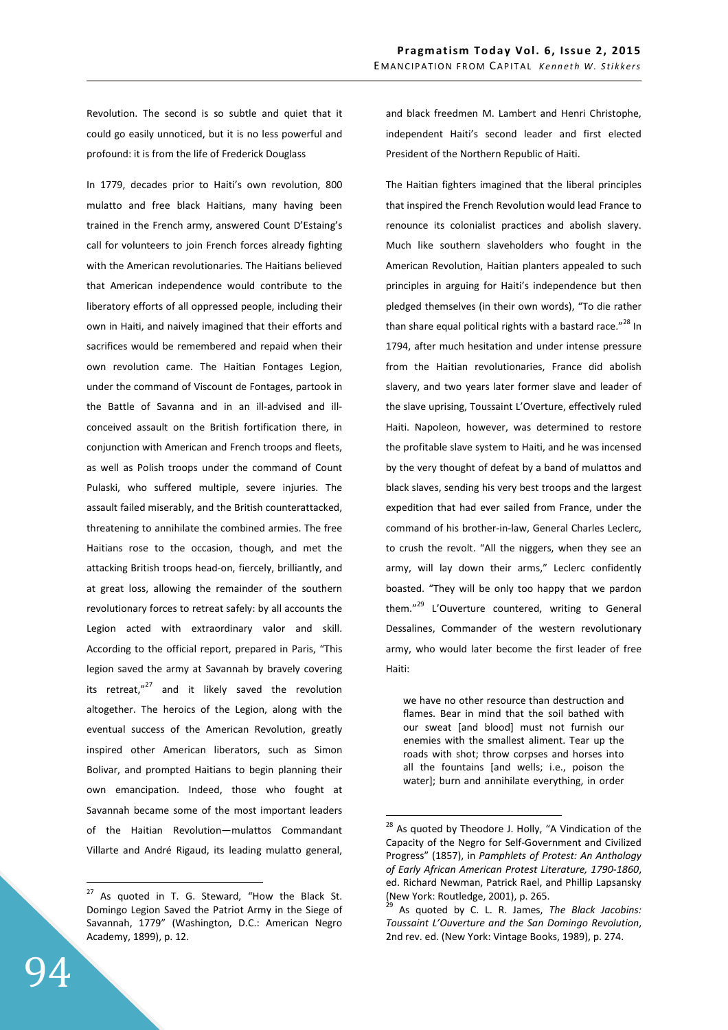Revolution. The second is so subtle and quiet that it could go easily unnoticed, but it is no less powerful and profound: it is from the life of Frederick Douglass

In 1779, decades prior to Haiti's own revolution, 800 mulatto and free black Haitians, many having been trained in the French army, answered Count D'Estaing's call for volunteers to join French forces already fighting with the American revolutionaries. The Haitians believed that American independence would contribute to the liberatory efforts of all oppressed people, including their own in Haiti, and naively imagined that their efforts and sacrifices would be remembered and repaid when their own revolution came. The Haitian Fontages Legion, under the command of Viscount de Fontages, partook in the Battle of Savanna and in an ill-advised and ill-conceived assault on the British fortification there, in conjunction with American and French troops and fleets, as well as Polish troops under the command of Count Pulaski, who suffered multiple, severe injuries. The assault failed miserably, and the British counterattacked, threatening to annihilate the combined armies. The free Haitians rose to the occasion, though, and met the attacking British troops head-on, fiercely, brilliantly, and at great loss, allowing the remainder of the southern revolutionary forces to retreat safely: by all accounts the Legion acted with extraordinary valor and skill. According to the official report, prepared in Paris, "This legion saved the army at Savannah by bravely covering its retreat,"[27] and it likely saved the revolution altogether. The heroics of the Legion, along with the eventual success of the American Revolution, greatly inspired other American liberators, such as Simon Bolivar, and prompted Haitians to begin planning their own emancipation. Indeed, those who fought at Savannah became some of the most important leaders of the Haitian Revolution—mulattos Commandant Villarte and André Rigaud, its leading mulatto general, and black freedmen M. Lambert and Henri Christophe, independent Haiti's second leader and first elected President of the Northern Republic of Haiti.

The Haitian fighters imagined that the liberal principles that inspired the French Revolution would lead France to renounce its colonialist practices and abolish slavery. Much like southern slaveholders who fought in the American Revolution, Haitian planters appealed to such principles in arguing for Haiti's independence but then pledged themselves (in their own words), "To die rather than share equal political rights with a bastard race."[28] In 1794, after much hesitation and under intense pressure from the Haitian revolutionaries, France did abolish slavery, and two years later former slave and leader of the slave uprising, Toussaint L'Overture, effectively ruled Haiti. Napoleon, however, was determined to restore the profitable slave system to Haiti, and he was incensed by the very thought of defeat by a band of mulattos and black slaves, sending his very best troops and the largest expedition that had ever sailed from France, under the command of his brother-in-law, General Charles Leclerc, to crush the revolt. "All the niggers, when they see an army, will lay down their arms," Leclerc confidently boasted. "They will be only too happy that we pardon them."[29] L'Ouverture countered, writing to General Dessalines, Commander of the western revolutionary army, who would later become the first leader of free Haiti:

> we have no other resource than destruction and flames. Bear in mind that the soil bathed with our sweat [and blood] must not furnish our enemies with the smallest aliment. Tear up the roads with shot; throw corpses and horses into all the fountains [and wells; i.e., poison the water]; burn and annihilate everything, in order

---

[27] As quoted in T. G. Steward, "How the Black St. Domingo Legion Saved the Patriot Army in the Siege of Savannah, 1779" (Washington, D.C.: American Negro Academy, 1899), p. 12.

[28] As quoted by Theodore J. Holly, "A Vindication of the Capacity of the Negro for Self-Government and Civilized Progress" (1857), in *Pamphlets of Protest: An Anthology of Early African American Protest Literature, 1790-1860*, ed. Richard Newman, Patrick Rael, and Phillip Lapsansky (New York: Routledge, 2001), p. 265.

[29] As quoted by C. L. R. James, *The Black Jacobins: Toussaint L'Ouverture and the San Domingo Revolution*, 2nd rev. ed. (New York: Vintage Books, 1989), p. 274.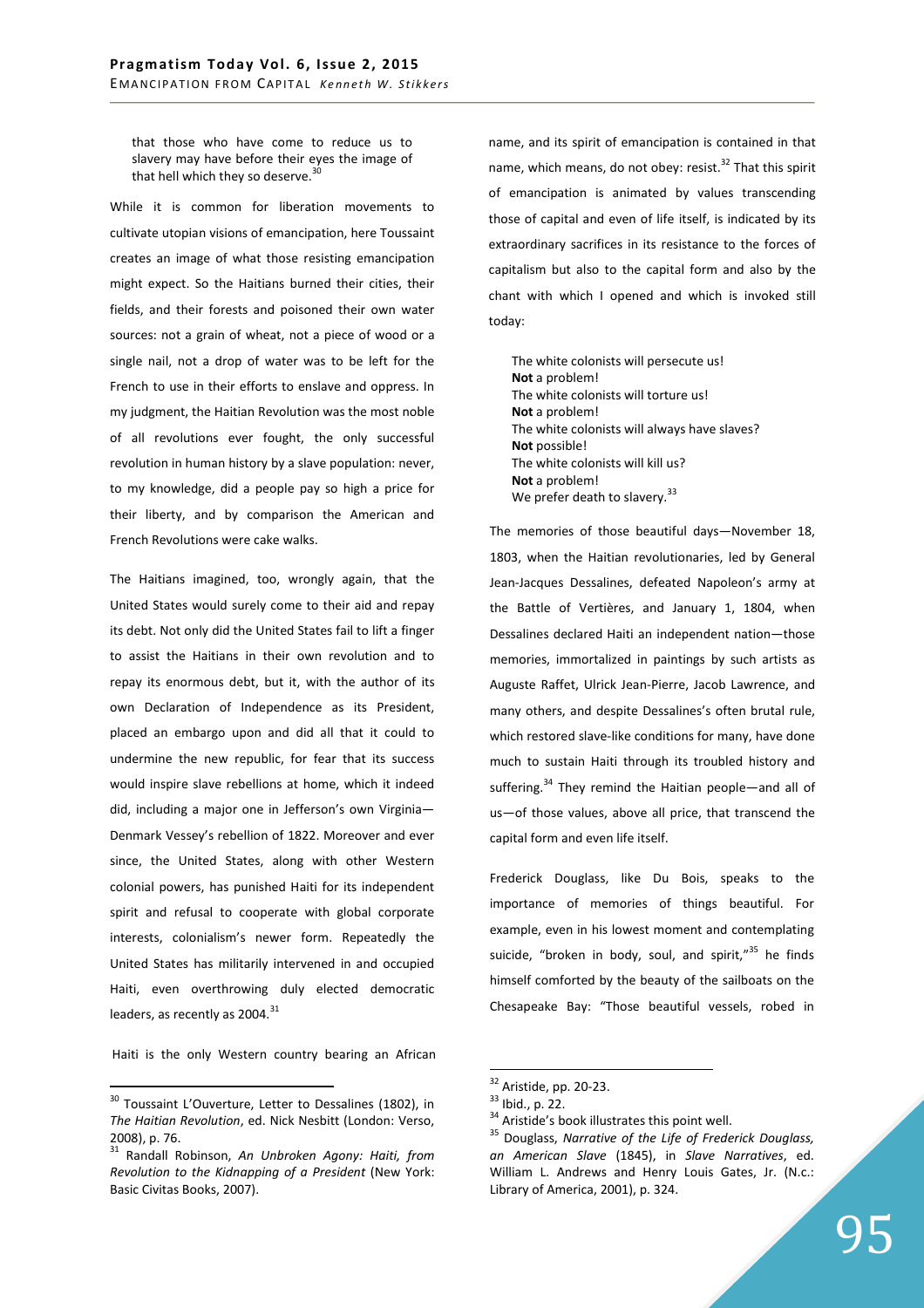> that those who have come to reduce us to slavery may have before their eyes the image of that hell which they so deserve.[30]

While it is common for liberation movements to cultivate utopian visions of emancipation, here Toussaint creates an image of what those resisting emancipation might expect. So the Haitians burned their cities, their fields, and their forests and poisoned their own water sources: not a grain of wheat, not a piece of wood or a single nail, not a drop of water was to be left for the French to use in their efforts to enslave and oppress. In my judgment, the Haitian Revolution was the most noble of all revolutions ever fought, the only successful revolution in human history by a slave population: never, to my knowledge, did a people pay so high a price for their liberty, and by comparison the American and French Revolutions were cake walks.

The Haitians imagined, too, wrongly again, that the United States would surely come to their aid and repay its debt. Not only did the United States fail to lift a finger to assist the Haitians in their own revolution and to repay its enormous debt, but it, with the author of its own Declaration of Independence as its President, placed an embargo upon and did all that it could to undermine the new republic, for fear that its success would inspire slave rebellions at home, which it indeed did, including a major one in Jefferson's own Virginia—Denmark Vessey's rebellion of 1822. Moreover and ever since, the United States, along with other Western colonial powers, has punished Haiti for its independent spirit and refusal to cooperate with global corporate interests, colonialism's newer form. Repeatedly the United States has militarily intervened in and occupied Haiti, even overthrowing duly elected democratic leaders, as recently as 2004.[31]

Haiti is the only Western country bearing an African name, and its spirit of emancipation is contained in that name, which means, do not obey: resist.[32] That this spirit of emancipation is animated by values transcending those of capital and even of life itself, is indicated by its extraordinary sacrifices in its resistance to the forces of capitalism but also to the capital form and also by the chant with which I opened and which is invoked still today:

> The white colonists will persecute us!
> **Not** a problem!
> The white colonists will torture us!
> **Not** a problem!
> The white colonists will always have slaves?
> **Not** possible!
> The white colonists will kill us?
> **Not** a problem!
> We prefer death to slavery.[33]

The memories of those beautiful days—November 18, 1803, when the Haitian revolutionaries, led by General Jean-Jacques Dessalines, defeated Napoleon's army at the Battle of Vertières, and January 1, 1804, when Dessalines declared Haiti an independent nation—those memories, immortalized in paintings by such artists as Auguste Raffet, Ulrick Jean-Pierre, Jacob Lawrence, and many others, and despite Dessalines's often brutal rule, which restored slave-like conditions for many, have done much to sustain Haiti through its troubled history and suffering.[34] They remind the Haitian people—and all of us—of those values, above all price, that transcend the capital form and even life itself.

Frederick Douglass, like Du Bois, speaks to the importance of memories of things beautiful. For example, even in his lowest moment and contemplating suicide, "broken in body, soul, and spirit,"[35] he finds himself comforted by the beauty of the sailboats on the Chesapeake Bay: "Those beautiful vessels, robed in

---

[30] Toussaint L'Ouverture, Letter to Dessalines (1802), in *The Haitian Revolution*, ed. Nick Nesbitt (London: Verso, 2008), p. 76.

[31] Randall Robinson, *An Unbroken Agony: Haiti, from Revolution to the Kidnapping of a President* (New York: Basic Civitas Books, 2007).

[32] Aristide, pp. 20-23.

[33] Ibid., p. 22.

[34] Aristide's book illustrates this point well.

[35] Douglass, *Narrative of the Life of Frederick Douglass, an American Slave* (1845), in *Slave Narratives*, ed. William L. Andrews and Henry Louis Gates, Jr. (N.c.: Library of America, 2001), p. 324.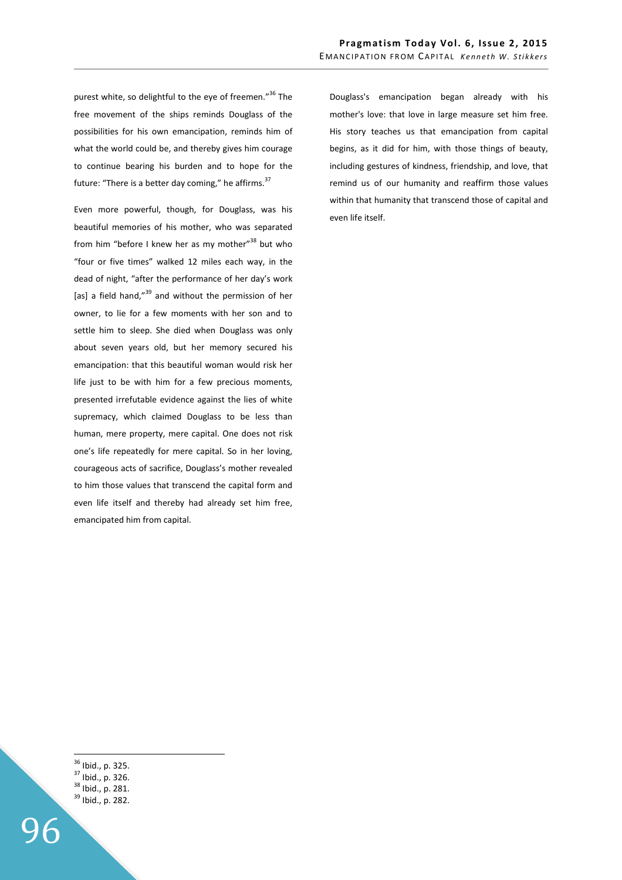purest white, so delightful to the eye of freemen."[36] The free movement of the ships reminds Douglass of the possibilities for his own emancipation, reminds him of what the world could be, and thereby gives him courage to continue bearing his burden and to hope for the future: "There is a better day coming," he affirms.[37]

Even more powerful, though, for Douglass, was his beautiful memories of his mother, who was separated from him "before I knew her as my mother"[38] but who "four or five times" walked 12 miles each way, in the dead of night, "after the performance of her day's work [as] a field hand,"[39] and without the permission of her owner, to lie for a few moments with her son and to settle him to sleep. She died when Douglass was only about seven years old, but her memory secured his emancipation: that this beautiful woman would risk her life just to be with him for a few precious moments, presented irrefutable evidence against the lies of white supremacy, which claimed Douglass to be less than human, mere property, mere capital. One does not risk one's life repeatedly for mere capital. So in her loving, courageous acts of sacrifice, Douglass's mother revealed to him those values that transcend the capital form and even life itself and thereby had already set him free, emancipated him from capital.

Douglass's emancipation began already with his mother's love: that love in large measure set him free. His story teaches us that emancipation from capital begins, as it did for him, with those things of beauty, including gestures of kindness, friendship, and love, that remind us of our humanity and reaffirm those values within that humanity that transcend those of capital and even life itself.

---

[36] Ibid., p. 325.
[37] Ibid., p. 326.
[38] Ibid., p. 281.
[39] Ibid., p. 282.